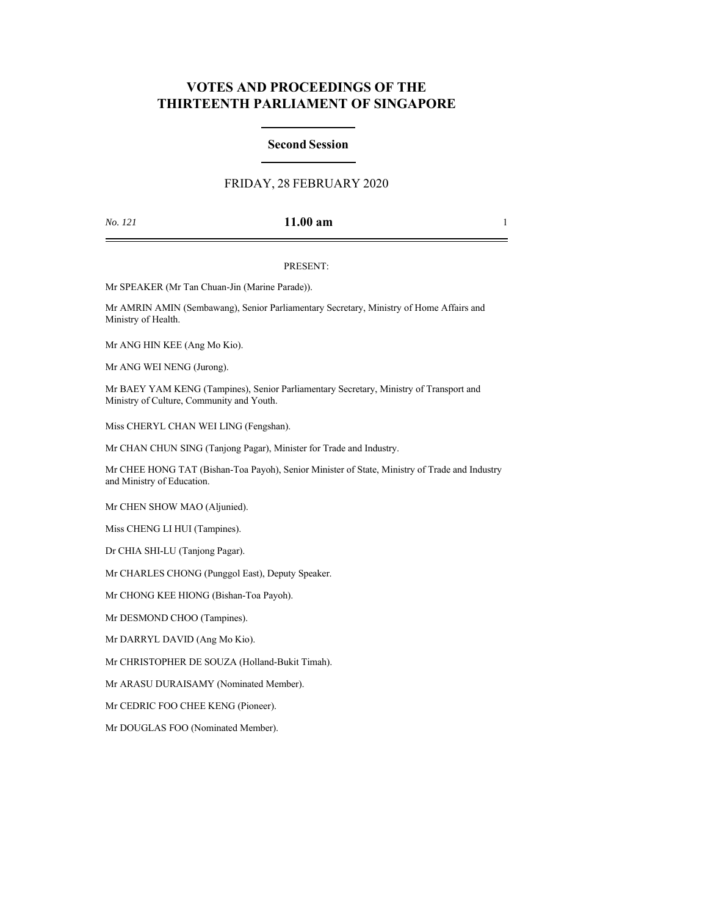# VOTES AND PROCEEDINGS OF THE THIRTEENTH PARLIAMENT OF SINGAPORE

## Second Session

FRIDAY, 28 FEBRUARY 2020

*No. 121* **11.00 am**

PRESENT:

Mr SPEAKER (Mr Tan Chuan-Jin (Marine Parade)).

Mr AMRIN AMIN (Sembawang), Senior Parliamentary Secretary, Ministry of Home Affairs and Ministry of Health.

Mr ANG HIN KEE (Ang Mo Kio).

Mr ANG WEI NENG (Jurong).

Mr BAEY YAM KENG (Tampines), Senior Parliamentary Secretary, Ministry of Transport and Ministry of Culture, Community and Youth.

Miss CHERYL CHAN WEI LING (Fengshan).

Mr CHAN CHUN SING (Tanjong Pagar), Minister for Trade and Industry.

Mr CHEE HONG TAT (Bishan-Toa Payoh), Senior Minister of State, Ministry of Trade and Industry and Ministry of Education.

Mr CHEN SHOW MAO (Aljunied).

Miss CHENG LI HUI (Tampines).

Dr CHIA SHI-LU (Tanjong Pagar).

Mr CHARLES CHONG (Punggol East), Deputy Speaker.

Mr CHONG KEE HIONG (Bishan-Toa Payoh).

Mr DESMOND CHOO (Tampines).

Mr DARRYL DAVID (Ang Mo Kio).

Mr CHRISTOPHER DE SOUZA (Holland-Bukit Timah).

Mr ARASU DURAISAMY (Nominated Member).

Mr CEDRIC FOO CHEE KENG (Pioneer).

Mr DOUGLAS FOO (Nominated Member).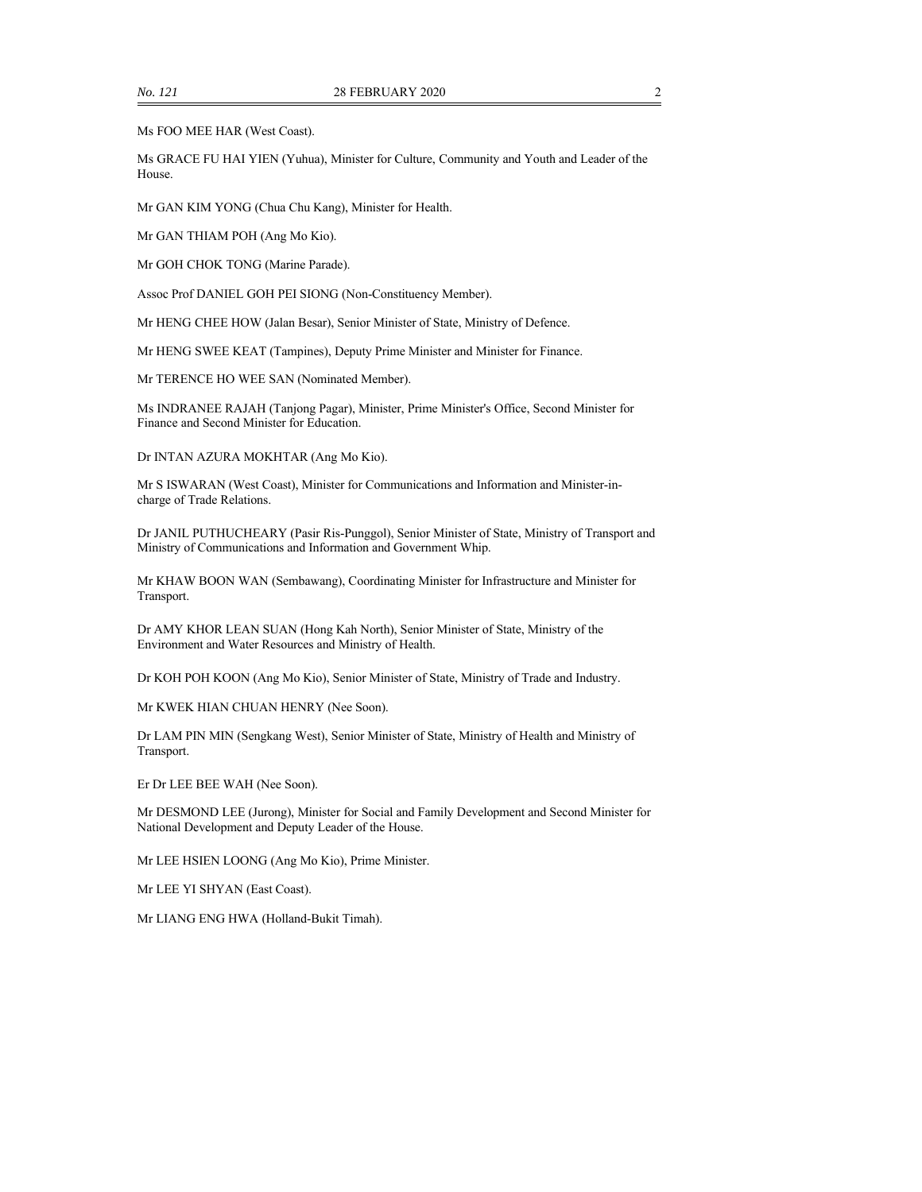Ms FOO MEE HAR (West Coast).

Ms GRACE FU HAI YIEN (Yuhua), Minister for Culture, Community and Youth and Leader of the House.

Mr GAN KIM YONG (Chua Chu Kang), Minister for Health.

Mr GAN THIAM POH (Ang Mo Kio).

Mr GOH CHOK TONG (Marine Parade).

Assoc Prof DANIEL GOH PEI SIONG (Non-Constituency Member).

Mr HENG CHEE HOW (Jalan Besar), Senior Minister of State, Ministry of Defence.

Mr HENG SWEE KEAT (Tampines), Deputy Prime Minister and Minister for Finance.

Mr TERENCE HO WEE SAN (Nominated Member).

Ms INDRANEE RAJAH (Tanjong Pagar), Minister, Prime Minister's Office, Second Minister for Finance and Second Minister for Education.

Dr INTAN AZURA MOKHTAR (Ang Mo Kio).

Mr S ISWARAN (West Coast), Minister for Communications and Information and Minister-in-charge of Trade Relations.

Dr JANIL PUTHUCHEARY (Pasir Ris-Punggol), Senior Minister of State, Ministry of Transport and Ministry of Communications and Information and Government Whip.

Mr KHAW BOON WAN (Sembawang), Coordinating Minister for Infrastructure and Minister for Transport.

Dr AMY KHOR LEAN SUAN (Hong Kah North), Senior Minister of State, Ministry of the Environment and Water Resources and Ministry of Health.

Dr KOH POH KOON (Ang Mo Kio), Senior Minister of State, Ministry of Trade and Industry.

Mr KWEK HIAN CHUAN HENRY (Nee Soon).

Dr LAM PIN MIN (Sengkang West), Senior Minister of State, Ministry of Health and Ministry of Transport.

Er Dr LEE BEE WAH (Nee Soon).

Mr DESMOND LEE (Jurong), Minister for Social and Family Development and Second Minister for National Development and Deputy Leader of the House.

Mr LEE HSIEN LOONG (Ang Mo Kio), Prime Minister.

Mr LEE YI SHYAN (East Coast).

Mr LIANG ENG HWA (Holland-Bukit Timah).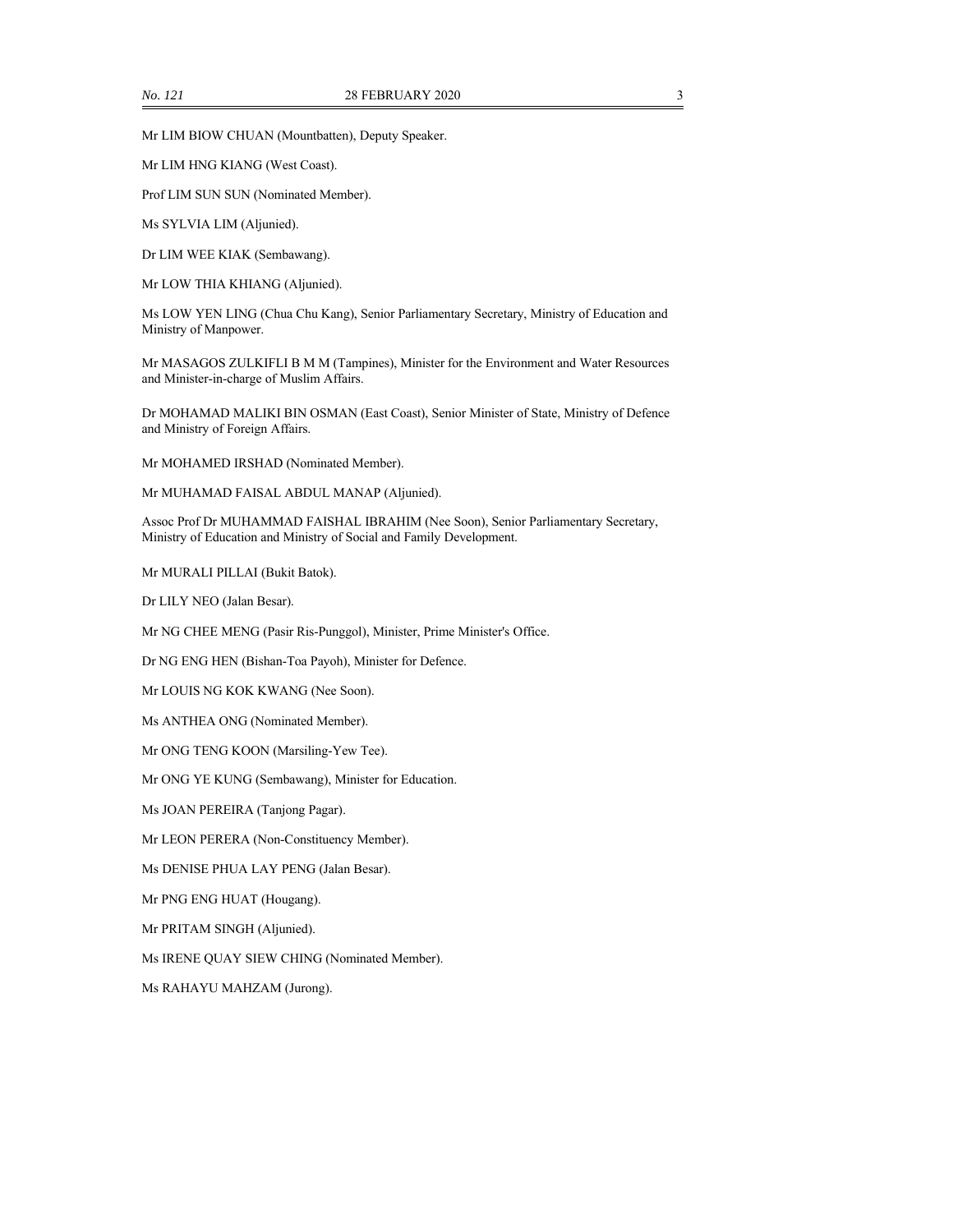Mr LIM BIOW CHUAN (Mountbatten), Deputy Speaker.

Mr LIM HNG KIANG (West Coast).

Prof LIM SUN SUN (Nominated Member).

Ms SYLVIA LIM (Aljunied).

Dr LIM WEE KIAK (Sembawang).

Mr LOW THIA KHIANG (Aljunied).

Ms LOW YEN LING (Chua Chu Kang), Senior Parliamentary Secretary, Ministry of Education and Ministry of Manpower.

Mr MASAGOS ZULKIFLI B M M (Tampines), Minister for the Environment and Water Resources and Minister-in-charge of Muslim Affairs.

Dr MOHAMAD MALIKI BIN OSMAN (East Coast), Senior Minister of State, Ministry of Defence and Ministry of Foreign Affairs.

Mr MOHAMED IRSHAD (Nominated Member).

Mr MUHAMAD FAISAL ABDUL MANAP (Aljunied).

Assoc Prof Dr MUHAMMAD FAISHAL IBRAHIM (Nee Soon), Senior Parliamentary Secretary, Ministry of Education and Ministry of Social and Family Development.

Mr MURALI PILLAI (Bukit Batok).

Dr LILY NEO (Jalan Besar).

Mr NG CHEE MENG (Pasir Ris-Punggol), Minister, Prime Minister's Office.

Dr NG ENG HEN (Bishan-Toa Payoh), Minister for Defence.

Mr LOUIS NG KOK KWANG (Nee Soon).

Ms ANTHEA ONG (Nominated Member).

Mr ONG TENG KOON (Marsiling-Yew Tee).

Mr ONG YE KUNG (Sembawang), Minister for Education.

Ms JOAN PEREIRA (Tanjong Pagar).

Mr LEON PERERA (Non-Constituency Member).

Ms DENISE PHUA LAY PENG (Jalan Besar).

Mr PNG ENG HUAT (Hougang).

Mr PRITAM SINGH (Aljunied).

Ms IRENE QUAY SIEW CHING (Nominated Member).

Ms RAHAYU MAHZAM (Jurong).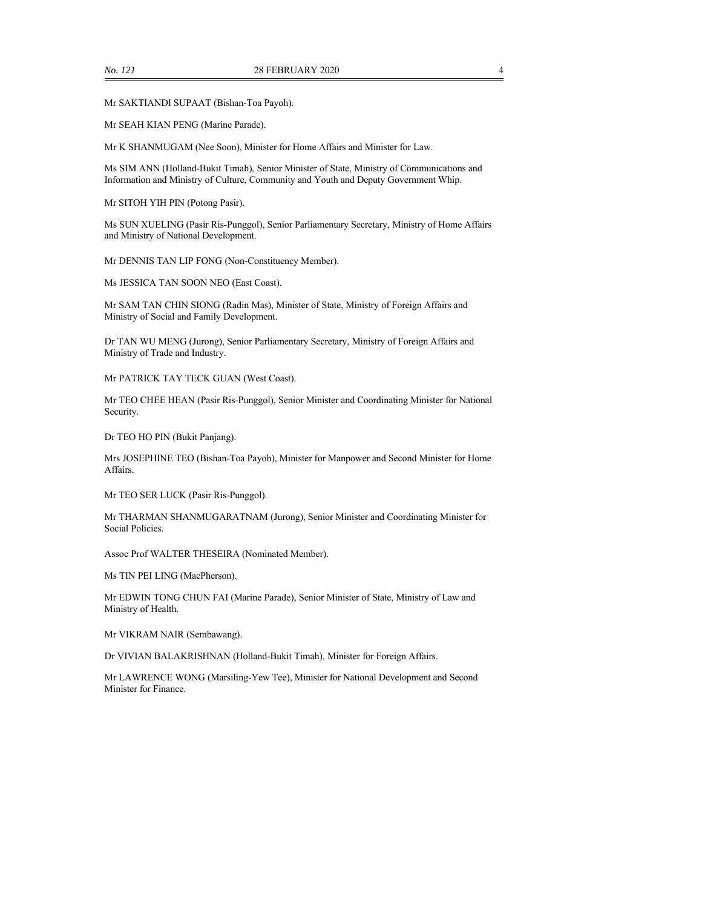Mr SAKTIANDI SUPAAT (Bishan-Toa Payoh).

Mr SEAH KIAN PENG (Marine Parade).

Mr K SHANMUGAM (Nee Soon), Minister for Home Affairs and Minister for Law.

Ms SIM ANN (Holland-Bukit Timah), Senior Minister of State, Ministry of Communications and Information and Ministry of Culture, Community and Youth and Deputy Government Whip.

Mr SITOH YIH PIN (Potong Pasir).

Ms SUN XUELING (Pasir Ris-Punggol), Senior Parliamentary Secretary, Ministry of Home Affairs and Ministry of National Development.

Mr DENNIS TAN LIP FONG (Non-Constituency Member).

Ms JESSICA TAN SOON NEO (East Coast).

Mr SAM TAN CHIN SIONG (Radin Mas), Minister of State, Ministry of Foreign Affairs and Ministry of Social and Family Development.

Dr TAN WU MENG (Jurong), Senior Parliamentary Secretary, Ministry of Foreign Affairs and Ministry of Trade and Industry.

Mr PATRICK TAY TECK GUAN (West Coast).

Mr TEO CHEE HEAN (Pasir Ris-Punggol), Senior Minister and Coordinating Minister for National Security.

Dr TEO HO PIN (Bukit Panjang).

Mrs JOSEPHINE TEO (Bishan-Toa Payoh), Minister for Manpower and Second Minister for Home Affairs.

Mr TEO SER LUCK (Pasir Ris-Punggol).

Mr THARMAN SHANMUGARATNAM (Jurong), Senior Minister and Coordinating Minister for Social Policies.

Assoc Prof WALTER THESEIRA (Nominated Member).

Ms TIN PEI LING (MacPherson).

Mr EDWIN TONG CHUN FAI (Marine Parade), Senior Minister of State, Ministry of Law and Ministry of Health.

Mr VIKRAM NAIR (Sembawang).

Dr VIVIAN BALAKRISHNAN (Holland-Bukit Timah), Minister for Foreign Affairs.

Mr LAWRENCE WONG (Marsiling-Yew Tee), Minister for National Development and Second Minister for Finance.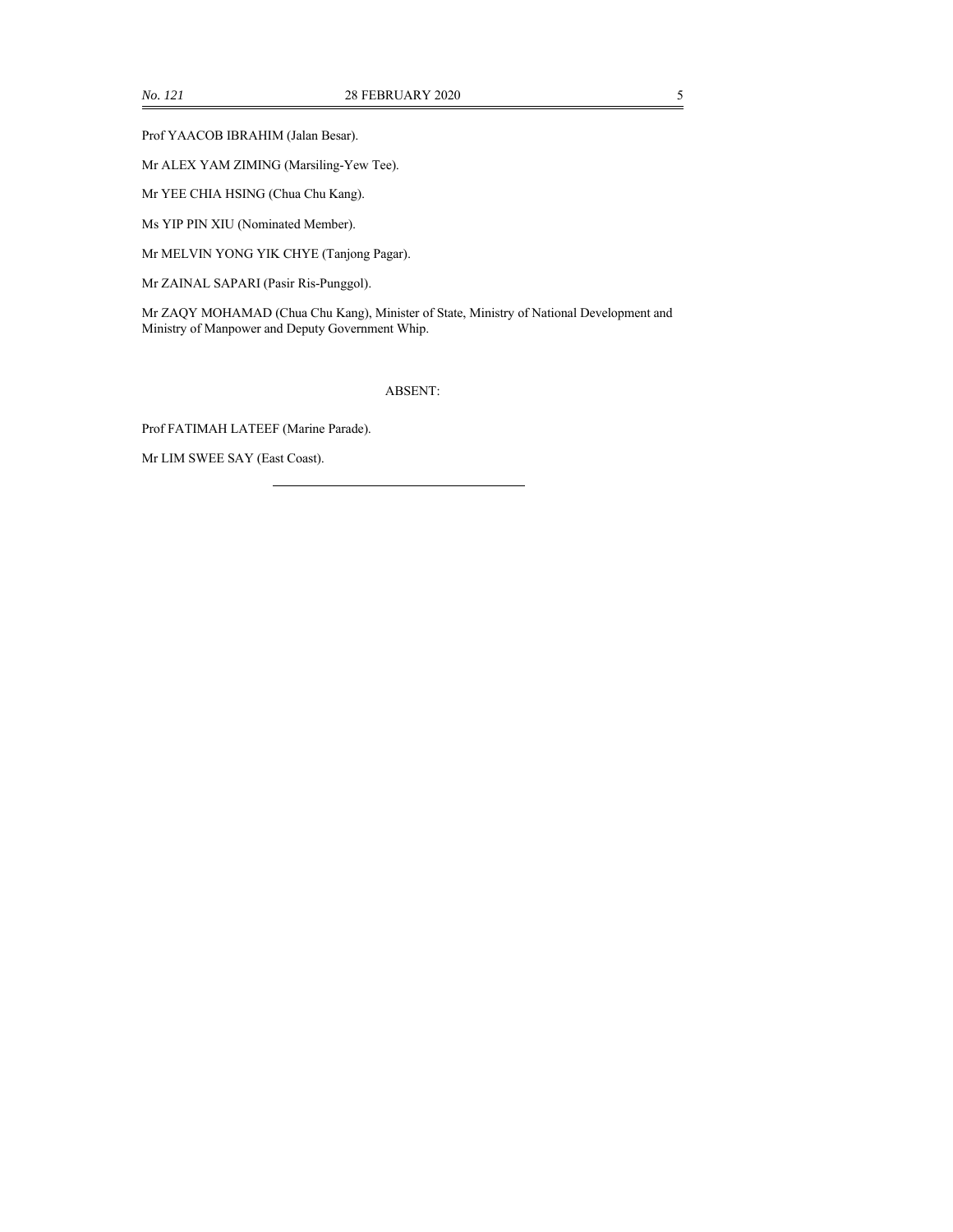Prof YAACOB IBRAHIM (Jalan Besar).

Mr ALEX YAM ZIMING (Marsiling-Yew Tee).

Mr YEE CHIA HSING (Chua Chu Kang).

Ms YIP PIN XIU (Nominated Member).

Mr MELVIN YONG YIK CHYE (Tanjong Pagar).

Mr ZAINAL SAPARI (Pasir Ris-Punggol).

Mr ZAQY MOHAMAD (Chua Chu Kang), Minister of State, Ministry of National Development and Ministry of Manpower and Deputy Government Whip.

ABSENT:

Prof FATIMAH LATEEF (Marine Parade).

Mr LIM SWEE SAY (East Coast).

---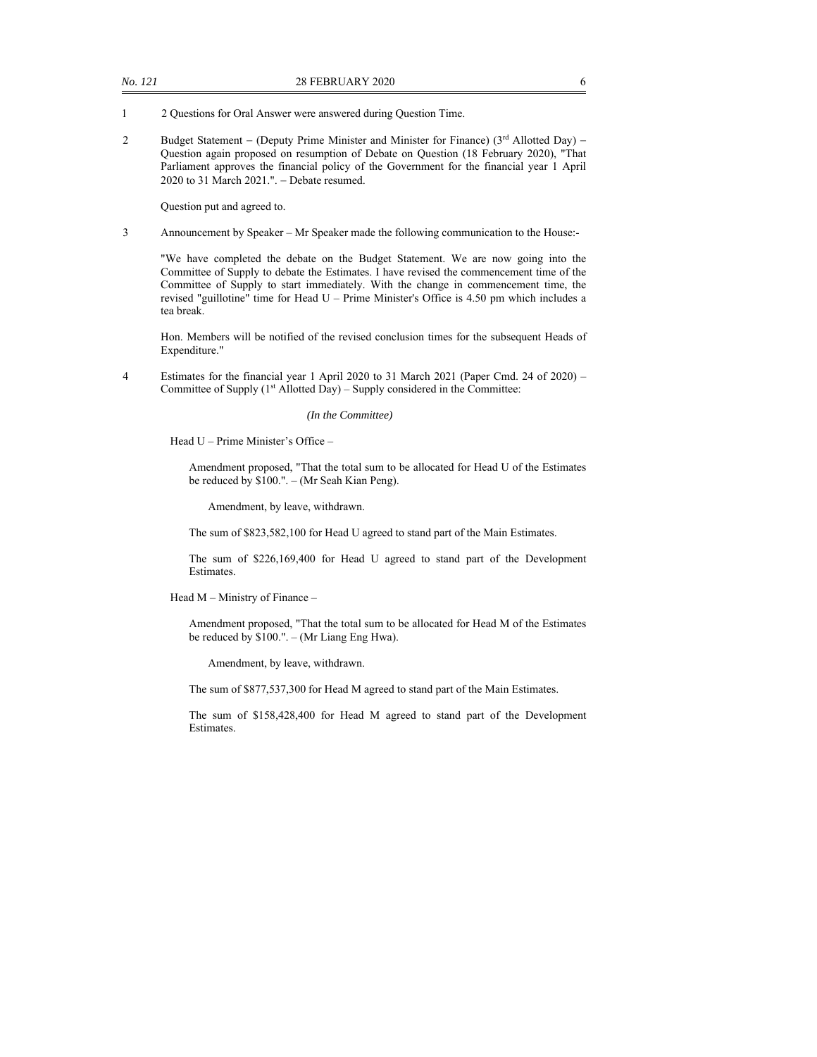1 2 Questions for Oral Answer were answered during Question Time.

2 Budget Statement – (Deputy Prime Minister and Minister for Finance) (3rd Allotted Day) – Question again proposed on resumption of Debate on Question (18 February 2020), "That Parliament approves the financial policy of the Government for the financial year 1 April 2020 to 31 March 2021.". – Debate resumed.

Question put and agreed to.

3 Announcement by Speaker – Mr Speaker made the following communication to the House:-

"We have completed the debate on the Budget Statement. We are now going into the Committee of Supply to debate the Estimates. I have revised the commencement time of the Committee of Supply to start immediately. With the change in commencement time, the revised "guillotine" time for Head U – Prime Minister's Office is 4.50 pm which includes a tea break.

Hon. Members will be notified of the revised conclusion times for the subsequent Heads of Expenditure."

4 Estimates for the financial year 1 April 2020 to 31 March 2021 (Paper Cmd. 24 of 2020) – Committee of Supply (1st Allotted Day) – Supply considered in the Committee:

*(In the Committee)*

Head U – Prime Minister's Office –

Amendment proposed, "That the total sum to be allocated for Head U of the Estimates be reduced by $100.". – (Mr Seah Kian Peng).

Amendment, by leave, withdrawn.

The sum of $823,582,100 for Head U agreed to stand part of the Main Estimates.

The sum of $226,169,400 for Head U agreed to stand part of the Development Estimates.

Head M – Ministry of Finance –

Amendment proposed, "That the total sum to be allocated for Head M of the Estimates be reduced by $100.". – (Mr Liang Eng Hwa).

Amendment, by leave, withdrawn.

The sum of $877,537,300 for Head M agreed to stand part of the Main Estimates.

The sum of $158,428,400 for Head M agreed to stand part of the Development Estimates.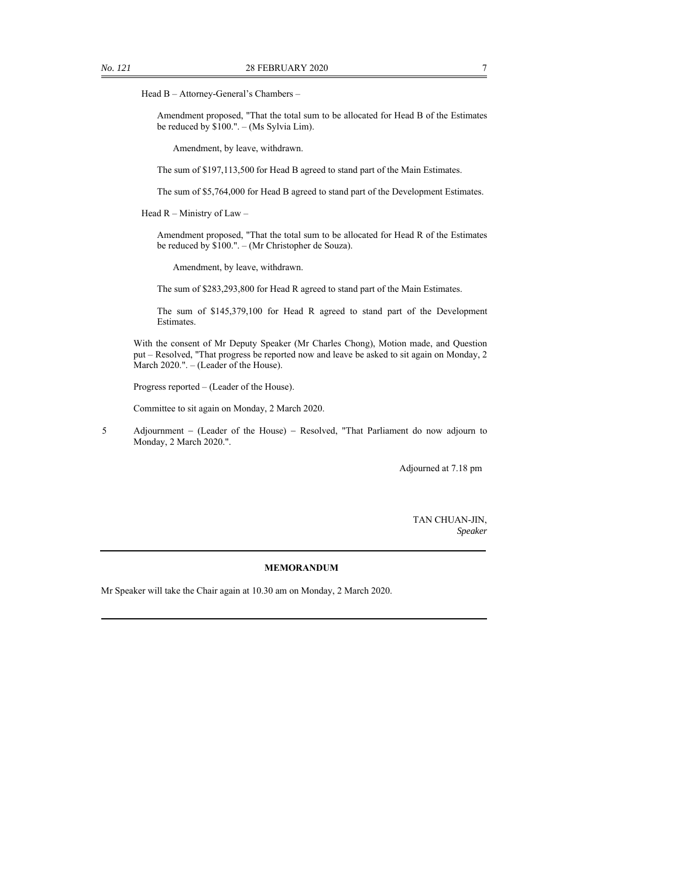Head B – Attorney-General's Chambers –

Amendment proposed, "That the total sum to be allocated for Head B of the Estimates be reduced by $100.". – (Ms Sylvia Lim).

Amendment, by leave, withdrawn.

The sum of $197,113,500 for Head B agreed to stand part of the Main Estimates.

The sum of $5,764,000 for Head B agreed to stand part of the Development Estimates.

Head R – Ministry of Law –

Amendment proposed, "That the total sum to be allocated for Head R of the Estimates be reduced by $100.". – (Mr Christopher de Souza).

Amendment, by leave, withdrawn.

The sum of $283,293,800 for Head R agreed to stand part of the Main Estimates.

The sum of $145,379,100 for Head R agreed to stand part of the Development Estimates.

With the consent of Mr Deputy Speaker (Mr Charles Chong), Motion made, and Question put – Resolved, "That progress be reported now and leave be asked to sit again on Monday, 2 March 2020.". – (Leader of the House).

Progress reported – (Leader of the House).

Committee to sit again on Monday, 2 March 2020.

5 Adjournment – (Leader of the House) – Resolved, "That Parliament do now adjourn to Monday, 2 March 2020.".

Adjourned at 7.18 pm

TAN CHUAN-JIN,
*Speaker*

---

**MEMORANDUM**

Mr Speaker will take the Chair again at 10.30 am on Monday, 2 March 2020.

---